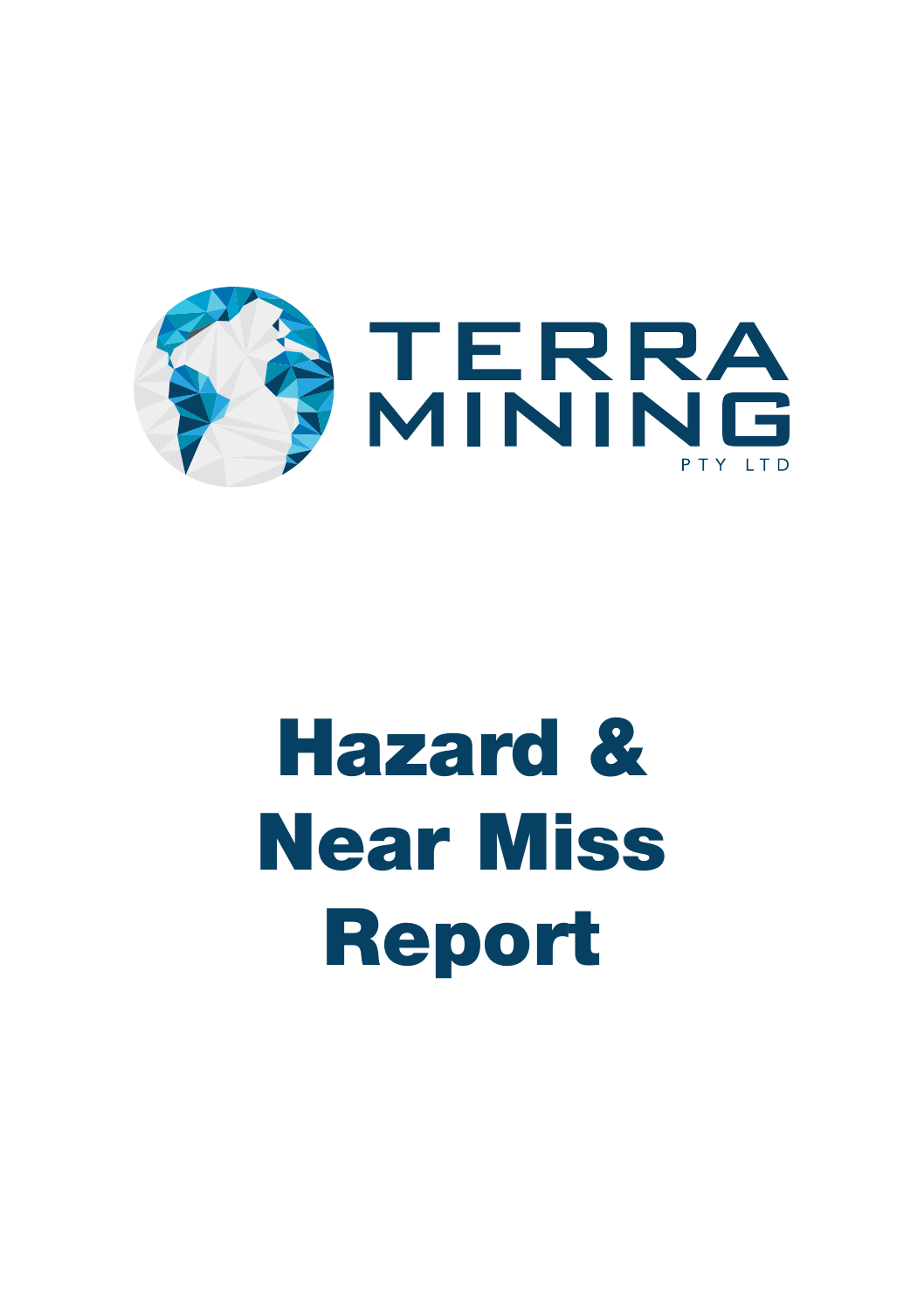TERRA MINING

PTY LTD

# Hazard & Near Miss Report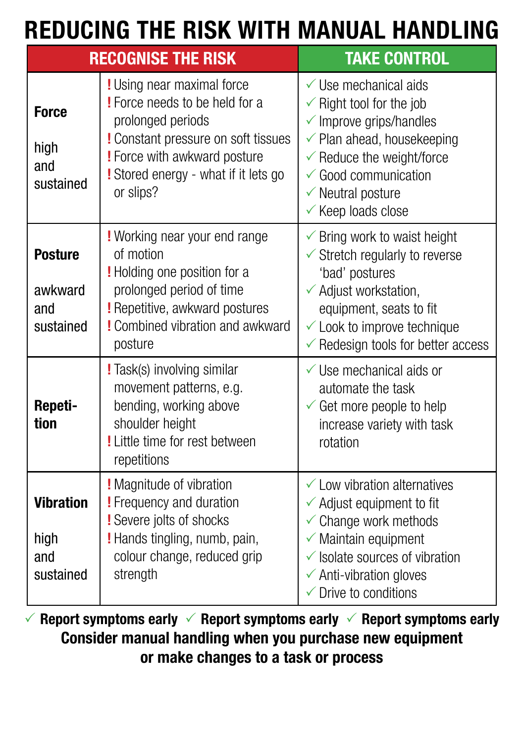# REDUCING THE RISK WITH MANUAL HANDLING

| | RECOGNISE THE RISK | TAKE CONTROL |
|---|---|---|
| **Force**<br><br>high and sustained | ! Using near maximal force<br>! Force needs to be held for a prolonged periods<br>! Constant pressure on soft tissues<br>! Force with awkward posture<br>! Stored energy - what if it lets go or slips? | ✓ Use mechanical aids<br>✓ Right tool for the job<br>✓ Improve grips/handles<br>✓ Plan ahead, housekeeping<br>✓ Reduce the weight/force<br>✓ Good communication<br>✓ Neutral posture<br>✓ Keep loads close |
| **Posture**<br><br>awkward and sustained | ! Working near your end range of motion<br>! Holding one position for a prolonged period of time<br>! Repetitive, awkward postures<br>! Combined vibration and awkward posture | ✓ Bring work to waist height<br>✓ Stretch regularly to reverse 'bad' postures<br>✓ Adjust workstation, equipment, seats to fit<br>✓ Look to improve technique<br>✓ Redesign tools for better access |
| **Repeti-tion** | ! Task(s) involving similar movement patterns, e.g. bending, working above shoulder height<br>! Little time for rest between repetitions | ✓ Use mechanical aids or automate the task<br>✓ Get more people to help increase variety with task rotation |
| **Vibration**<br><br>high and sustained | ! Magnitude of vibration<br>! Frequency and duration<br>! Severe jolts of shocks<br>! Hands tingling, numb, pain, colour change, reduced grip strength | ✓ Low vibration alternatives<br>✓ Adjust equipment to fit<br>✓ Change work methods<br>✓ Maintain equipment<br>✓ Isolate sources of vibration<br>✓ Anti-vibration gloves<br>✓ Drive to conditions |

✓ **Report symptoms early** ✓ **Report symptoms early** ✓ **Report symptoms early**

**Consider manual handling when you purchase new equipment or make changes to a task or process**